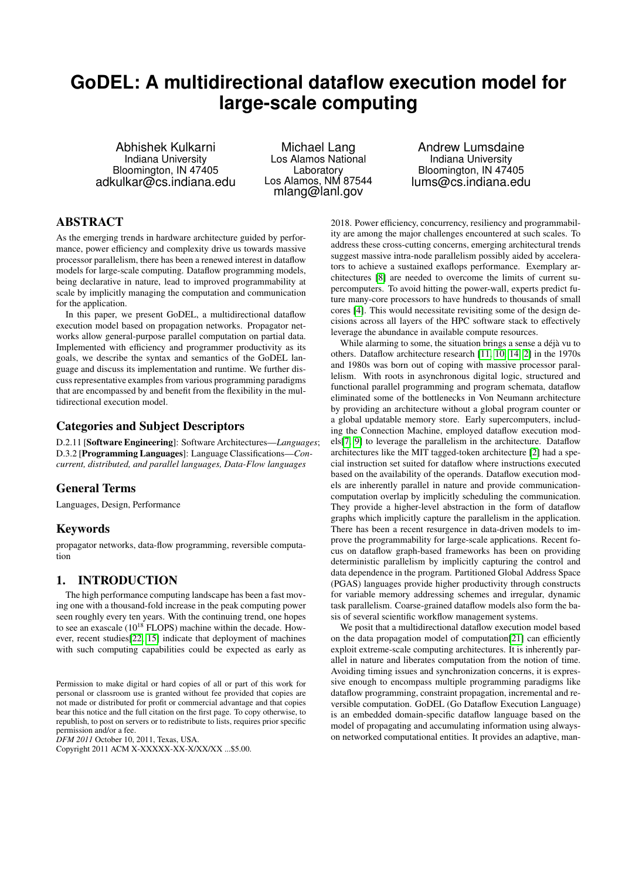# GoDEL: A multidirectional dataflow execution model for large-scale computing

Abhishek Kulkarni
Indiana University
Bloomington, IN 47405
adkulkar@cs.indiana.edu

Michael Lang
Los Alamos National Laboratory
Los Alamos, NM 87544
mlang@lanl.gov

Andrew Lumsdaine
Indiana University
Bloomington, IN 47405
lums@cs.indiana.edu

## ABSTRACT

As the emerging trends in hardware architecture guided by performance, power efficiency and complexity drive us towards massive processor parallelism, there has been a renewed interest in dataflow models for large-scale computing. Dataflow programming models, being declarative in nature, lead to improved programmability at scale by implicitly managing the computation and communication for the application.

In this paper, we present GoDEL, a multidirectional dataflow execution model based on propagation networks. Propagator networks allow general-purpose parallel computation on partial data. Implemented with efficiency and programmer productivity as its goals, we describe the syntax and semantics of the GoDEL language and discuss its implementation and runtime. We further discuss representative examples from various programming paradigms that are encompassed by and benefit from the flexibility in the multidirectional execution model.

### Categories and Subject Descriptors

D.2.11 [**Software Engineering**]: Software Architectures—*Languages*; D.3.2 [**Programming Languages**]: Language Classifications—*Concurrent, distributed, and parallel languages, Data-Flow languages*

### General Terms

Languages, Design, Performance

### Keywords

propagator networks, data-flow programming, reversible computation

## 1. INTRODUCTION

The high performance computing landscape has been a fast moving one with a thousand-fold increase in the peak computing power seen roughly every ten years. With the continuing trend, one hopes to see an exascale ($10^{18}$ FLOPS) machine within the decade. However, recent studies[22, 15] indicate that deployment of machines with such computing capabilities could be expected as early as 2018. Power efficiency, concurrency, resiliency and programmability are among the major challenges encountered at such scales. To address these cross-cutting concerns, emerging architectural trends suggest massive intra-node parallelism possibly aided by accelerators to achieve a sustained exaflops performance. Exemplary architectures [8] are needed to overcome the limits of current supercomputers. To avoid hitting the power-wall, experts predict future many-core processors to have hundreds to thousands of small cores [4]. This would necessitate revisiting some of the design decisions across all layers of the HPC software stack to effectively leverage the abundance in available compute resources.

While alarming to some, the situation brings a sense a déjà vu to others. Dataflow architecture research [11, 10, 14, 2] in the 1970s and 1980s was born out of coping with massive processor parallelism. With roots in asynchronous digital logic, structured and functional parallel programming and program schemata, dataflow eliminated some of the bottlenecks in Von Neumann architecture by providing an architecture without a global program counter or a global updatable memory store. Early supercomputers, including the Connection Machine, employed dataflow execution models[7, 9] to leverage the parallelism in the architecture. Dataflow architectures like the MIT tagged-token architecture [2] had a special instruction set suited for dataflow where instructions executed based on the availability of the operands. Dataflow execution models are inherently parallel in nature and provide communication-computation overlap by implicitly scheduling the communication. They provide a higher-level abstraction in the form of dataflow graphs which implicitly capture the parallelism in the application. There has been a recent resurgence in data-driven models to improve the programmability for large-scale applications. Recent focus on dataflow graph-based frameworks has been on providing deterministic parallelism by implicitly capturing the control and data dependence in the program. Partitioned Global Address Space (PGAS) languages provide higher productivity through constructs for variable memory addressing schemes and irregular, dynamic task parallelism. Coarse-grained dataflow models also form the basis of several scientific workflow management systems.

We posit that a multidirectional dataflow execution model based on the data propagation model of computation[21] can efficiently exploit extreme-scale computing architectures. It is inherently parallel in nature and liberates computation from the notion of time. Avoiding timing issues and synchronization concerns, it is expressive enough to encompass multiple programming paradigms like dataflow programming, constraint propagation, incremental and reversible computation. GoDEL (Go Dataflow Execution Language) is an embedded domain-specific dataflow language based on the model of propagating and accumulating information using always-on networked computational entities. It provides an adaptive, man-

Permission to make digital or hard copies of all or part of this work for personal or classroom use is granted without fee provided that copies are not made or distributed for profit or commercial advantage and that copies bear this notice and the full citation on the first page. To copy otherwise, to republish, to post on servers or to redistribute to lists, requires prior specific permission and/or a fee.
*DFM 2011* October 10, 2011, Texas, USA.
Copyright 2011 ACM X-XXXXX-XX-X/XX/XX ...$5.00.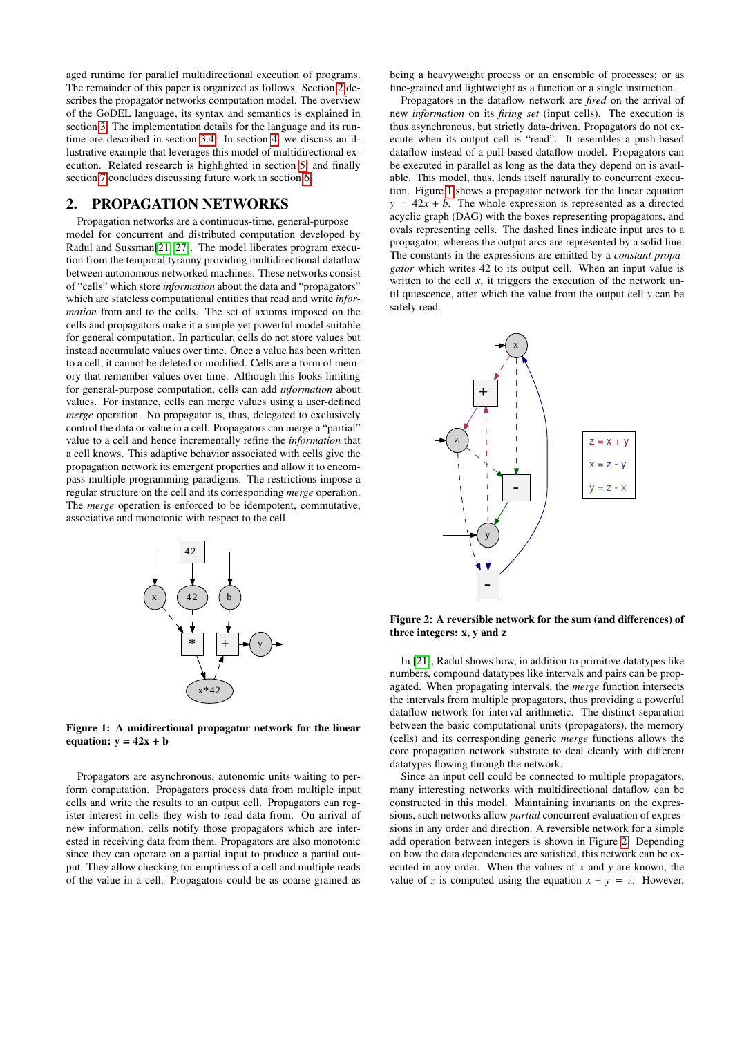aged runtime for parallel multidirectional execution of programs. The remainder of this paper is organized as follows. Section 2 describes the propagator networks computation model. The overview of the GoDEL language, its syntax and semantics is explained in section 3. The implementation details for the language and its runtime are described in section 3.4. In section 4, we discuss an illustrative example that leverages this model of multidirectional execution. Related research is highlighted in section 5, and finally section 7 concludes discussing future work in section 6.

## 2. PROPAGATION NETWORKS

Propagation networks are a continuous-time, general-purpose model for concurrent and distributed computation developed by Radul and Sussman[21, 27]. The model liberates program execution from the temporal tyranny providing multidirectional dataflow between autonomous networked machines. These networks consist of "cells" which store *information* about the data and "propagators" which are stateless computational entities that read and write *information* from and to the cells. The set of axioms imposed on the cells and propagators make it a simple yet powerful model suitable for general computation. In particular, cells do not store values but instead accumulate values over time. Once a value has been written to a cell, it cannot be deleted or modified. Cells are a form of memory that remember values over time. Although this looks limiting for general-purpose computation, cells can add *information* about values. For instance, cells can merge values using a user-defined *merge* operation. No propagator is, thus, delegated to exclusively control the data or value in a cell. Propagators can merge a "partial" value to a cell and hence incrementally refine the *information* that a cell knows. This adaptive behavior associated with cells give the propagation network its emergent properties and allow it to encompass multiple programming paradigms. The restrictions impose a regular structure on the cell and its corresponding *merge* operation. The *merge* operation is enforced to be idempotent, commutative, associative and monotonic with respect to the cell.

**Figure 1: A unidirectional propagator network for the linear equation: y = 42x + b**

Propagators are asynchronous, autonomic units waiting to perform computation. Propagators process data from multiple input cells and write the results to an output cell. Propagators can register interest in cells they wish to read data from. On arrival of new information, cells notify those propagators which are interested in receiving data from them. Propagators are also monotonic since they can operate on a partial input to produce a partial output. They allow checking for emptiness of a cell and multiple reads of the value in a cell. Propagators could be as coarse-grained as being a heavyweight process or an ensemble of processes; or as fine-grained and lightweight as a function or a single instruction.

Propagators in the dataflow network are *fired* on the arrival of new *information* on its *firing set* (input cells). The execution is thus asynchronous, but strictly data-driven. Propagators do not execute when its output cell is "read". It resembles a push-based dataflow instead of a pull-based dataflow model. Propagators can be executed in parallel as long as the data they depend on is available. This model, thus, lends itself naturally to concurrent execution. Figure 1 shows a propagator network for the linear equation $y = 42x + b$. The whole expression is represented as a directed acyclic graph (DAG) with the boxes representing propagators, and ovals representing cells. The dashed lines indicate input arcs to a propagator, whereas the output arcs are represented by a solid line. The constants in the expressions are emitted by a *constant propagator* which writes 42 to its output cell. When an input value is written to the cell $x$, it triggers the execution of the network until quiescence, after which the value from the output cell $y$ can be safely read.

**Figure 2: A reversible network for the sum (and differences) of three integers: x, y and z**

In [21], Radul shows how, in addition to primitive datatypes like numbers, compound datatypes like intervals and pairs can be propagated. When propagating intervals, the *merge* function intersects the intervals from multiple propagators, thus providing a powerful dataflow network for interval arithmetic. The distinct separation between the basic computational units (propagators), the memory (cells) and its corresponding generic *merge* functions allows the core propagation network substrate to deal cleanly with different datatypes flowing through the network.

Since an input cell could be connected to multiple propagators, many interesting networks with multidirectional dataflow can be constructed in this model. Maintaining invariants on the expressions, such networks allow *partial* concurrent evaluation of expressions in any order and direction. A reversible network for a simple add operation between integers is shown in Figure 2. Depending on how the data dependencies are satisfied, this network can be executed in any order. When the values of $x$ and $y$ are known, the value of $z$ is computed using the equation $x + y = z$. However,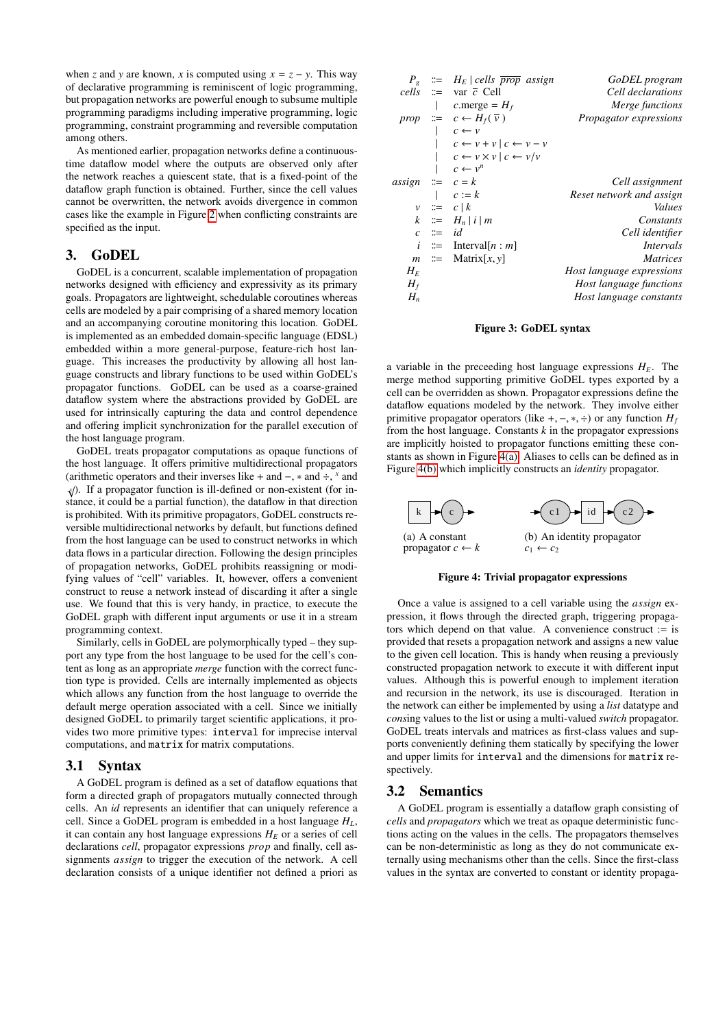when $z$ and $y$ are known, $x$ is computed using $x = z - y$. This way of declarative programming is reminiscent of logic programming, but propagation networks are powerful enough to subsume multiple programming paradigms including imperative programming, logic programming, constraint programming and reversible computation among others.

As mentioned earlier, propagation networks define a continuous-time dataflow model where the outputs are observed only after the network reaches a quiescent state, that is a fixed-point of the dataflow graph function is obtained. Further, since the cell values cannot be overwritten, the network avoids divergence in common cases like the example in Figure 2 when conflicting constraints are specified as the input.

# 3. GoDEL

GoDEL is a concurrent, scalable implementation of propagation networks designed with efficiency and expressivity as its primary goals. Propagators are lightweight, schedulable coroutines whereas cells are modeled by a pair comprising of a shared memory location and an accompanying coroutine monitoring this location. GoDEL is implemented as an embedded domain-specific language (EDSL) embedded within a more general-purpose, feature-rich host language. This increases the productivity by allowing all host language constructs and library functions to be used within GoDEL's propagator functions. GoDEL can be used as a coarse-grained dataflow system where the abstractions provided by GoDEL are used for intrinsically capturing the data and control dependence and offering implicit synchronization for the parallel execution of the host language program.

GoDEL treats propagator computations as opaque functions of the host language. It offers primitive multidirectional propagators (arithmetic operators and their inverses like + and −, ∗ and ÷, $^x$ and $\sqrt[x]{}$). If a propagator function is ill-defined or non-existent (for instance, it could be a partial function), the dataflow in that direction is prohibited. With its primitive propagators, GoDEL constructs reversible multidirectional networks by default, but functions defined from the host language can be used to construct networks in which data flows in a particular direction. Following the design principles of propagation networks, GoDEL prohibits reassigning or modifying values of "cell" variables. It, however, offers a convenient construct to reuse a network instead of discarding it after a single use. We found that this is very handy, in practice, to execute the GoDEL graph with different input arguments or use it in a stream programming context.

Similarly, cells in GoDEL are polymorphically typed – they support any type from the host language to be used for the cell's content as long as an appropriate *merge* function with the correct function type is provided. Cells are internally implemented as objects which allows any function from the host language to override the default merge operation associated with a cell. Since we initially designed GoDEL to primarily target scientific applications, it provides two more primitive types: `interval` for imprecise interval computations, and `matrix` for matrix computations.

## 3.1 Syntax

A GoDEL program is defined as a set of dataflow equations that form a directed graph of propagators mutually connected through cells. An *id* represents an identifier that can uniquely represent a cell. Since a GoDEL program is embedded in a host language $H_L$, it can contain any host language expressions $H_E$ or a series of cell declarations *cell*, propagator expressions *prop* and finally, cell assignments *assign* to trigger the execution of the network. A cell declaration consists of a unique identifier not defined a priori as a variable in the preceeding host language expressions $H_E$. The merge method supporting primitive GoDEL types exported by a cell can be overridden as shown. Propagator expressions define the dataflow equations modeled by the network. They involve either primitive propagator operators (like +, −, ∗, ÷) or any function $H_f$ from the host language. Constants $k$ in the propagator expressions are implicitly hoisted to propagator functions emitting these constants as shown in Figure 4(a). Aliases to cells can be defined as in Figure 4(b) which implicitly constructs an *identity* propagator.

| | | | |
|---|---|---|---|
| $P_g$ | ::= | $H_E \mid cells\ \overline{prop}\ assign$ | *GoDEL program* |
| *cells* | ::= | var $\bar{c}$ Cell | *Cell declarations* |
| | \| | $c$.merge = $H_f$ | *Merge functions* |
| *prop* | ::= | $c \leftarrow H_f(\,\overline{v}\,)$ | *Propagator expressions* |
| | \| | $c \leftarrow v$ | |
| | \| | $c \leftarrow v + v \mid c \leftarrow v - v$ | |
| | \| | $c \leftarrow v \times v \mid c \leftarrow v/v$ | |
| | \| | $c \leftarrow v^n$ | |
| *assign* | ::= | $c = k$ | *Cell assignment* |
| | \| | $c := k$ | *Reset network and assign* |
| $v$ | ::= | $c \mid k$ | *Values* |
| $k$ | ::= | $H_n \mid i \mid m$ | *Constants* |
| $c$ | ::= | $id$ | *Cell identifier* |
| $i$ | ::= | Interval$[n : m]$ | *Intervals* |
| $m$ | ::= | Matrix$[x, y]$ | *Matrices* |
| $H_E$ | | | *Host language expressions* |
| $H_f$ | | | *Host language functions* |
| $H_n$ | | | *Host language constants* |

**Figure 3: GoDEL syntax**

(a) A constant propagator $c \leftarrow k$

(b) An identity propagator $c_1 \leftarrow c_2$

**Figure 4: Trivial propagator expressions**

Once a value is assigned to a cell variable using the *assign* expression, it flows through the directed graph, triggering propagators which depend on that value. A convenience construct := is provided that resets a propagation network and assigns a new value to the given cell location. This is handy when reusing a previously constructed propagation network to execute it with different input values. Although this is powerful enough to implement iteration and recursion in the network, its use is discouraged. Iteration in the network can either be implemented by using a *list* datatype and *cons*ing values to the list or using a multi-valued *switch* propagator. GoDEL treats intervals and matrices as first-class values and supports conveniently defining them statically by specifying the lower and upper limits for `interval` and the dimensions for `matrix` respectively.

## 3.2 Semantics

A GoDEL program is essentially a dataflow graph consisting of *cells* and *propagators* which we treat as opaque deterministic functions acting on the values in the cells. The propagators themselves can be non-deterministic as long as they do not communicate externally using mechanisms other than the cells. Since the first-class values in the syntax are converted to constant or identity propaga-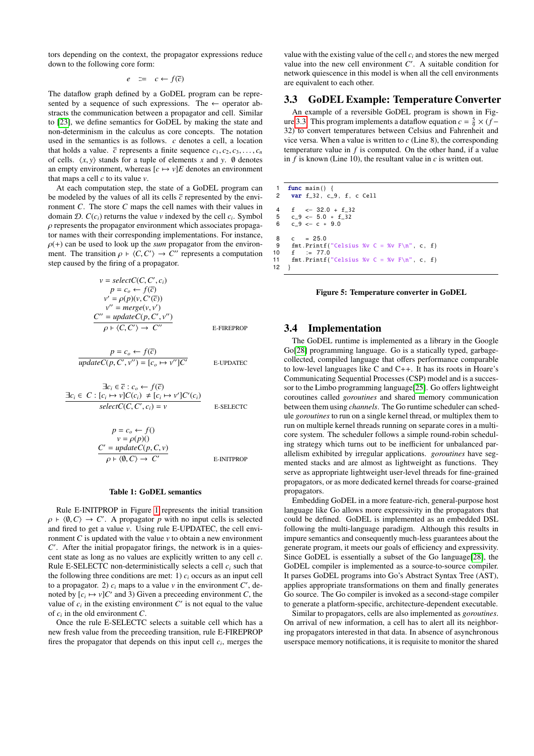tors depending on the context, the propagator expressions reduce down to the following core form:

$$e \quad ::= \quad c \leftarrow f(\overline{c})$$

The dataflow graph defined by a GoDEL program can be represented by a sequence of such expressions. The $\leftarrow$ operator abstracts the communication between a propagator and cell. Similar to [23], we define semantics for GoDEL by making the state and non-determinism in the calculus as core concepts. The notation used in the semantics is as follows. $c$ denotes a cell, a location that holds a value. $\overline{c}$ represents a finite sequence $c_1, c_2, c_3, \ldots, c_n$ of cells. $\langle x, y \rangle$ stands for a tuple of elements $x$ and $y$. $\emptyset$ denotes an empty environment, whereas $[c \mapsto v]E$ denotes an environment that maps a cell $c$ to its value $v$.

At each computation step, the state of a GoDEL program can be modeled by the values of all its cells $\overline{c}$ represented by the environment $C$. The store $C$ maps the cell names with their values in domain $\mathcal{D}$. $C(c_i)$ returns the value $v$ indexed by the cell $c_i$. Symbol $\rho$ represents the propagator environment which associates propagator names with their corresponding implementations. For instance, $\rho(+)$ can be used to look up the *sum* propagator from the environment. The transition $\rho \vdash \langle C, C' \rangle \rightarrow C''$ represents a computation step caused by the firing of a propagator.

$$\frac{\begin{array}{c} v = selectC(C, C', c_i) \\ p = c_o \leftarrow f(\overline{c}) \\ v' = \rho(p)(v, C'(\overline{c})) \\ v'' = merge(v, v') \\ C'' = updateC(p, C', v'') \end{array}}{\rho \vdash \langle C, C' \rangle \rightarrow C''} \quad \text{E-FIREPROP}$$

$$\frac{p = c_o \leftarrow f(\overline{c})}{updateC(p, C', v'') = [c_o \mapsto v'']C'} \quad \text{E-UPDATEC}$$

$$\frac{\begin{array}{c} \exists c_i \in \overline{c} : c_o \leftarrow f(\overline{c}) \\ \exists c_i \in C : [c_i \mapsto v]C(c_i) \neq [c_i \mapsto v']C'(c_i) \end{array}}{selectC(C, C', c_i) = v} \quad \text{E-SELECTC}$$

$$\frac{\begin{array}{c} p = c_o \leftarrow f() \\ v = \rho(p)() \\ C' = updateC(p, C, v) \end{array}}{\rho \vdash \langle \emptyset, C \rangle \rightarrow C'} \quad \text{E-INITPROP}$$

**Table 1: GoDEL semantics**

Rule E-INITPROP in Figure 1 represents the initial transition $\rho \vdash \langle \emptyset, C \rangle \rightarrow C'$. A propagator $p$ with no input cells is selected and fired to get a value $v$. Using rule E-UPDATEC, the cell environment $C$ is updated with the value $v$ to obtain a new environment $C'$. After the initial propagator firings, the network is in a quiescent state as long as no values are explicitly written to any cell $c$. Rule E-SELECTC non-deterministically selects a cell $c_i$ such that the following three conditions are met: 1) $c_i$ occurs as an input cell to a propagator. 2) $c_i$ maps to a value $v$ in the environment $C'$, denoted by $[c_i \mapsto v]C'$ and 3) Given a preceeding environment $C$, the value of $c_i$ in the existing environment $C'$ is not equal to the value of $c_i$ in the old environment $C$.

Once the rule E-SELECTC selects a suitable cell which has a new fresh value from the preceeding transition, rule E-FIREPROP fires the propagator that depends on this input cell $c_i$, merges the value with the existing value of the cell $c_i$ and stores the new merged value into the new cell environment $C'$. A suitable condition for network quiescence in this model is when all the cell environments are equivalent to each other.

## 3.3 GoDEL Example: Temperature Converter

An example of a reversible GoDEL program is shown in Figure 3.3. This program implements a dataflow equation $c = \frac{5}{9} \times (f - 32)$ to convert temperatures between Celsius and Fahrenheit and vice versa. When a value is written to $c$ (Line 8), the corresponding temperature value in $f$ is computed. On the other hand, if a value in $f$ is known (Line 10), the resultant value in $c$ is written out.

```
1   func main() {
2     var f_32, c_9, f, c Cell

4     f   <- 32.0 + f_32
5     c_9 <- 5.0 * f_32
6     c_9 <- c * 9.0

8     c   = 25.0
9     fmt.Printf("Celsius %v C = %v F\n", c, f)
10    f   := 77.0
11    fmt.Printf("Celsius %v C = %v F\n", c, f)
12  }
```

**Figure 5: Temperature converter in GoDEL**

## 3.4 Implementation

The GoDEL runtime is implemented as a library in the Google Go[28] programming language. Go is a statically typed, garbage-collected, compiled language that offers performance comparable to low-level languages like C and C++. It has its roots in Hoare's Communicating Sequential Processes (CSP) model and is a successor to the Limbo programming language[25]. Go offers lightweight coroutines called *goroutines* and shared memory communication between them using *channels*. The Go runtime scheduler can schedule *goroutines* to run on a single kernel thread, or multiplex them to run on multiple kernel threads running on separate cores in a multi-core system. The scheduler follows a simple round-robin scheduling strategy which turns out to be inefficient for unbalanced parallelism exhibited by irregular applications. *goroutines* have segmented stacks and are almost as lightweight as functions. They serve as appropriate lightweight user-level threads for fine-grained propagators, or as more dedicated kernel threads for coarse-grained propagators.

Embedding GoDEL in a more feature-rich, general-purpose host language like Go allows more expressivity in the propagators that could be defined. GoDEL is implemented as an embedded DSL following the multi-language paradigm. Although this results in impure semantics and consequently much-less guarantees about the generate program, it meets our goals of efficiency and expressivity. Since GoDEL is essentially a subset of the Go language[28], the GoDEL compiler is implemented as a source-to-source compiler. It parses GoDEL programs into Go's Abstract Syntax Tree (AST), applies appropriate transformations on them and finally generates Go source. The Go compiler is invoked as a second-stage compiler to generate a platform-specific, architecture-dependent executable.

Similar to propagators, cells are also implemented as *goroutines*. On arrival of new information, a cell has to alert all its neighboring propagators interested in that data. In absence of asynchronous userspace memory notifications, it is requisite to monitor the shared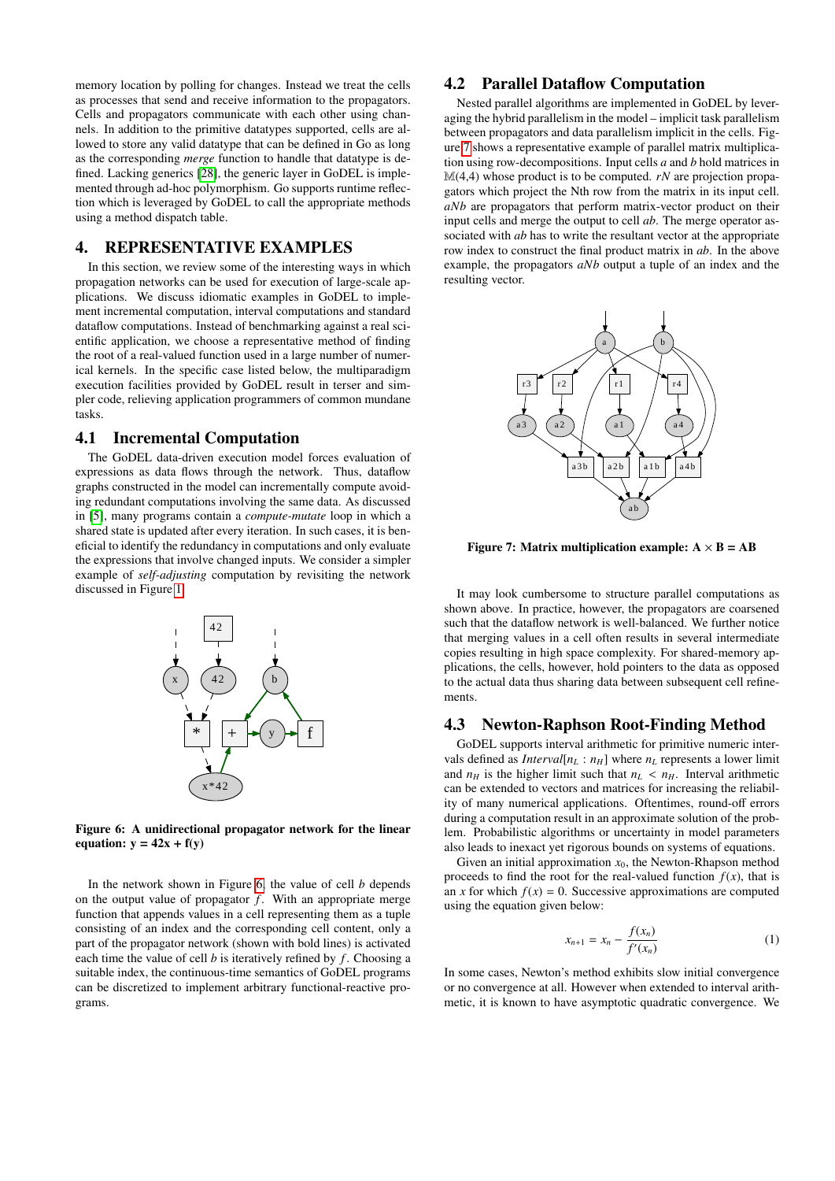memory location by polling for changes. Instead we treat the cells as processes that send and receive information to the propagators. Cells and propagators communicate with each other using channels. In addition to the primitive datatypes supported, cells are allowed to store any valid datatype that can be defined in Go as long as the corresponding *merge* function to handle that datatype is defined. Lacking generics [28], the generic layer in GoDEL is implemented through ad-hoc polymorphism. Go supports runtime reflection which is leveraged by GoDEL to call the appropriate methods using a method dispatch table.

# 4. REPRESENTATIVE EXAMPLES

In this section, we review some of the interesting ways in which propagation networks can be used for execution of large-scale applications. We discuss idiomatic examples in GoDEL to implement incremental computation, interval computations and standard dataflow computations. Instead of benchmarking against a real scientific application, we choose a representative method of finding the root of a real-valued function used in a large number of numerical kernels. In the specific case listed below, the multiparadigm execution facilities provided by GoDEL result in terser and simpler code, relieving application programmers of common mundane tasks.

## 4.1 Incremental Computation

The GoDEL data-driven execution model forces evaluation of expressions as data flows through the network. Thus, dataflow graphs constructed in the model can incrementally compute avoiding redundant computations involving the same data. As discussed in [5], many programs contain a *compute-mutate* loop in which a shared state is updated after every iteration. In such cases, it is beneficial to identify the redundancy in computations and only evaluate the expressions that involve changed inputs. We consider a simpler example of *self-adjusting* computation by revisiting the network discussed in Figure 1.

**Figure 6: A unidirectional propagator network for the linear equation: y = 42x + f(y)**

In the network shown in Figure 6, the value of cell $b$ depends on the output value of propagator $f$. With an appropriate merge function that appends values in a cell representing them as a tuple consisting of an index and the corresponding cell content, only a part of the propagator network (shown with bold lines) is activated each time the value of cell $b$ is iteratively refined by $f$. Choosing a suitable index, the continuous-time semantics of GoDEL programs can be discretized to implement arbitrary functional-reactive programs.

## 4.2 Parallel Dataflow Computation

Nested parallel algorithms are implemented in GoDEL by leveraging the hybrid parallelism in the model – implicit task parallelism between propagators and data parallelism implicit in the cells. Figure 7 shows a representative example of parallel matrix multiplication using row-decompositions. Input cells $a$ and $b$ hold matrices in $\mathbb{M}(4,4)$ whose product is to be computed. $rN$ are projection propagators which project the Nth row from the matrix in its input cell. $aNb$ are propagators that perform matrix-vector product on their input cells and merge the output to cell $ab$. The merge operator associated with $ab$ has to write the resultant vector at the appropriate row index to construct the final product matrix in $ab$. In the above example, the propagators $aNb$ output a tuple of an index and the resulting vector.

**Figure 7: Matrix multiplication example: $\mathbf{A} \times \mathbf{B} = \mathbf{AB}$**

It may look cumbersome to structure parallel computations as shown above. In practice, however, the propagators are coarsened such that the dataflow network is well-balanced. We further notice that merging values in a cell often results in several intermediate copies resulting in high space complexity. For shared-memory applications, the cells, however, hold pointers to the data as opposed to the actual data thus sharing data between subsequent cell refinements.

## 4.3 Newton-Raphson Root-Finding Method

GoDEL supports interval arithmetic for primitive numeric intervals defined as $Interval[n_L : n_H]$ where $n_L$ represents a lower limit and $n_H$ is the higher limit such that $n_L < n_H$. Interval arithmetic can be extended to vectors and matrices for increasing the reliability of many numerical applications. Oftentimes, round-off errors during a computation result in an approximate solution of the problem. Probabilistic algorithms or uncertainty in model parameters also leads to inexact yet rigorous bounds on systems of equations.

Given an initial approximation $x_0$, the Newton-Rhapson method proceeds to find the root for the real-valued function $f(x)$, that is an $x$ for which $f(x) = 0$. Successive approximations are computed using the equation given below:

$$x_{n+1} = x_n - \frac{f(x_n)}{f'(x_n)} \tag{1}$$

In some cases, Newton's method exhibits slow initial convergence or no convergence at all. However when extended to interval arithmetic, it is known to have asymptotic quadratic convergence. We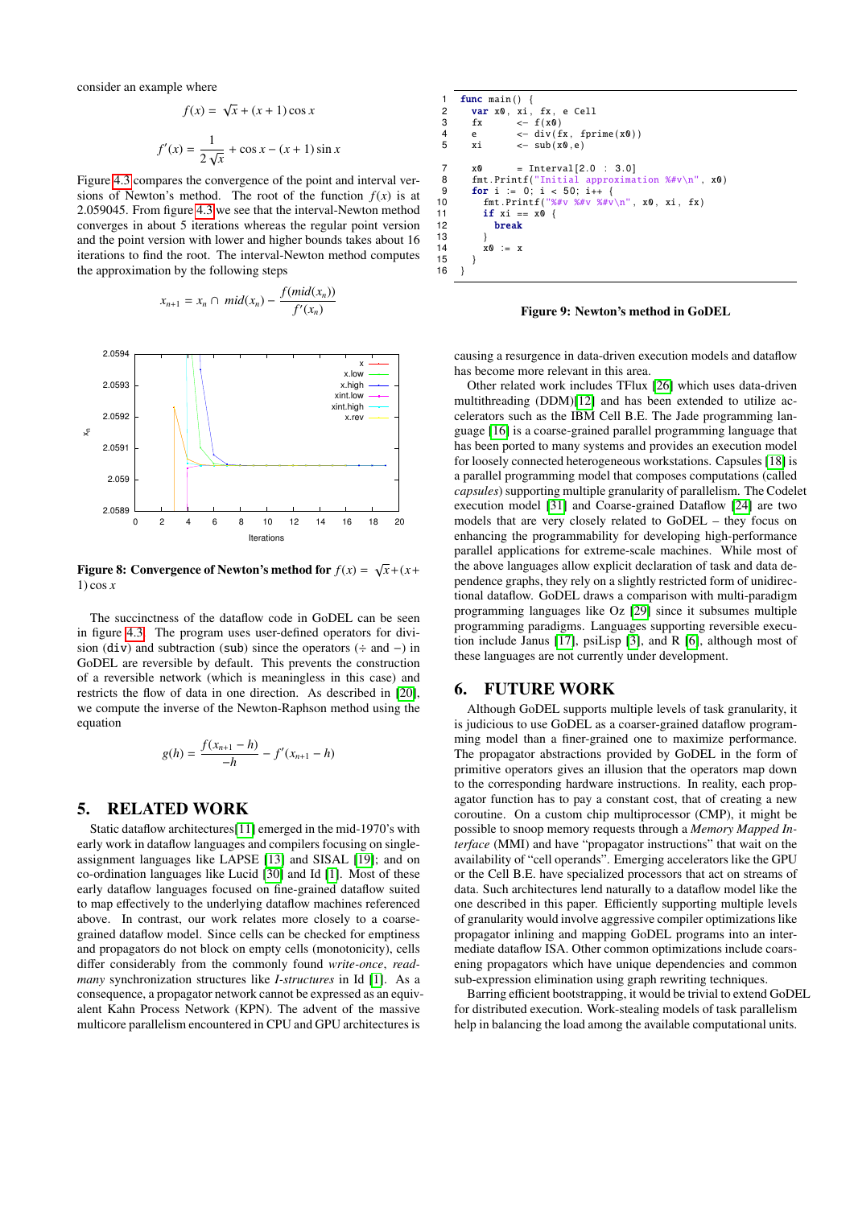consider an example where

$$f(x) = \sqrt{x} + (x+1)\cos x$$

$$f'(x) = \frac{1}{2\sqrt{x}} + \cos x - (x+1)\sin x$$

Figure 4.3 compares the convergence of the point and interval versions of Newton's method. The root of the function $f(x)$ is at 2.059045. From figure 4.3 we see that the interval-Newton method converges in about 5 iterations whereas the regular point version and the point version with lower and higher bounds takes about 16 iterations to find the root. The interval-Newton method computes the approximation by the following steps

$$x_{n+1} = x_n \cap mid(x_n) - \frac{f(mid(x_n))}{f'(x_n)}$$

**Figure 8: Convergence of Newton's method for $f(x) = \sqrt{x} + (x+1)\cos x$**

The succinctness of the dataflow code in GoDEL can be seen in figure 4.3. The program uses user-defined operators for division (`div`) and subtraction (`sub`) since the operators ($\div$ and $-$) in GoDEL are reversible by default. This prevents the construction of a reversible network (which is meaningless in this case) and restricts the flow of data in one direction. As described in [20], we compute the inverse of the Newton-Raphson method using the equation

$$g(h) = \frac{f(x_{n+1} - h)}{-h} - f'(x_{n+1} - h)$$

## 5. RELATED WORK

Static dataflow architectures[11] emerged in the mid-1970's with early work in dataflow languages and compilers focusing on single-assignment languages like LAPSE [13] and SISAL [19]; and on co-ordination languages like Lucid [30] and Id [1]. Most of these early dataflow languages focused on fine-grained dataflow suited to map effectively to the underlying dataflow machines referenced above. In contrast, our work relates more closely to a coarse-grained dataflow model. Since cells can be checked for emptiness and propagators do not block on empty cells (monotonicity), cells differ considerably from the commonly found *write-once*, *read-many* synchronization structures like *I-structures* in Id [1]. As a consequence, a propagator network cannot be expressed as an equivalent Kahn Process Network (KPN). The advent of the massive multicore parallelism encountered in CPU and GPU architectures is

```
func main() {
  var x0, xi, fx, e Cell
  fx      <- f(x0)
  e       <- div(fx, fprime(x0))
  xi      <- sub(x0,e)

  x0      = Interval[2.0 : 3.0]
  fmt.Printf("Initial approximation %#v\n", x0)
  for i := 0; i < 50; i++ {
    fmt.Printf("%#v %#v %#v\n", x0, xi, fx)
    if xi == x0 {
      break
    }
    x0 := x
  }
}
```

**Figure 9: Newton's method in GoDEL**

causing a resurgence in data-driven execution models and dataflow has become more relevant in this area.

Other related work includes TFlux [26] which uses data-driven multithreading (DDM)[12] and has been extended to utilize accelerators such as the IBM Cell B.E. The Jade programming language [16] is a coarse-grained parallel programming language that has been ported to many systems and provides an execution model for loosely connected heterogeneous workstations. Capsules [18] is a parallel programming model that composes computations (called *capsules*) supporting multiple granularity of parallelism. The Codelet execution model [31] and Coarse-grained Dataflow [24] are two models that are very closely related to GoDEL – they focus on enhancing the programmability for developing high-performance parallel applications for extreme-scale machines. While most of the above languages allow explicit declaration of task and data dependence graphs, they rely on a slightly restricted form of unidirectional dataflow. GoDEL draws a comparison with multi-paradigm programming languages like Oz [29] since it subsumes multiple programming paradigms. Languages supporting reversible execution include Janus [17], psiLisp [3], and R [6], although most of these languages are not currently under development.

## 6. FUTURE WORK

Although GoDEL supports multiple levels of task granularity, it is judicious to use GoDEL as a coarser-grained dataflow programming model than a finer-grained one to maximize performance. The propagator abstractions provided by GoDEL in the form of primitive operators gives an illusion that the operators map down to the corresponding hardware instructions. In reality, each propagator function has to pay a constant cost, that of creating a new coroutine. On a custom chip multiprocessor (CMP), it might be possible to snoop memory requests through a *Memory Mapped Interface* (MMI) and have "propagator instructions" that wait on the availability of "cell operands". Emerging accelerators like the GPU or the Cell B.E. have specialized processors that act on streams of data. Such architectures lend naturally to a dataflow model like the one described in this paper. Efficiently supporting multiple levels of granularity would involve aggressive compiler optimizations like propagator inlining and mapping GoDEL programs into an intermediate dataflow ISA. Other common optimizations include coarsening propagators which have unique dependencies and common sub-expression elimination using graph rewriting techniques.

Barring efficient bootstrapping, it would be trivial to extend GoDEL for distributed execution. Work-stealing models of task parallelism help in balancing the load among the available computational units.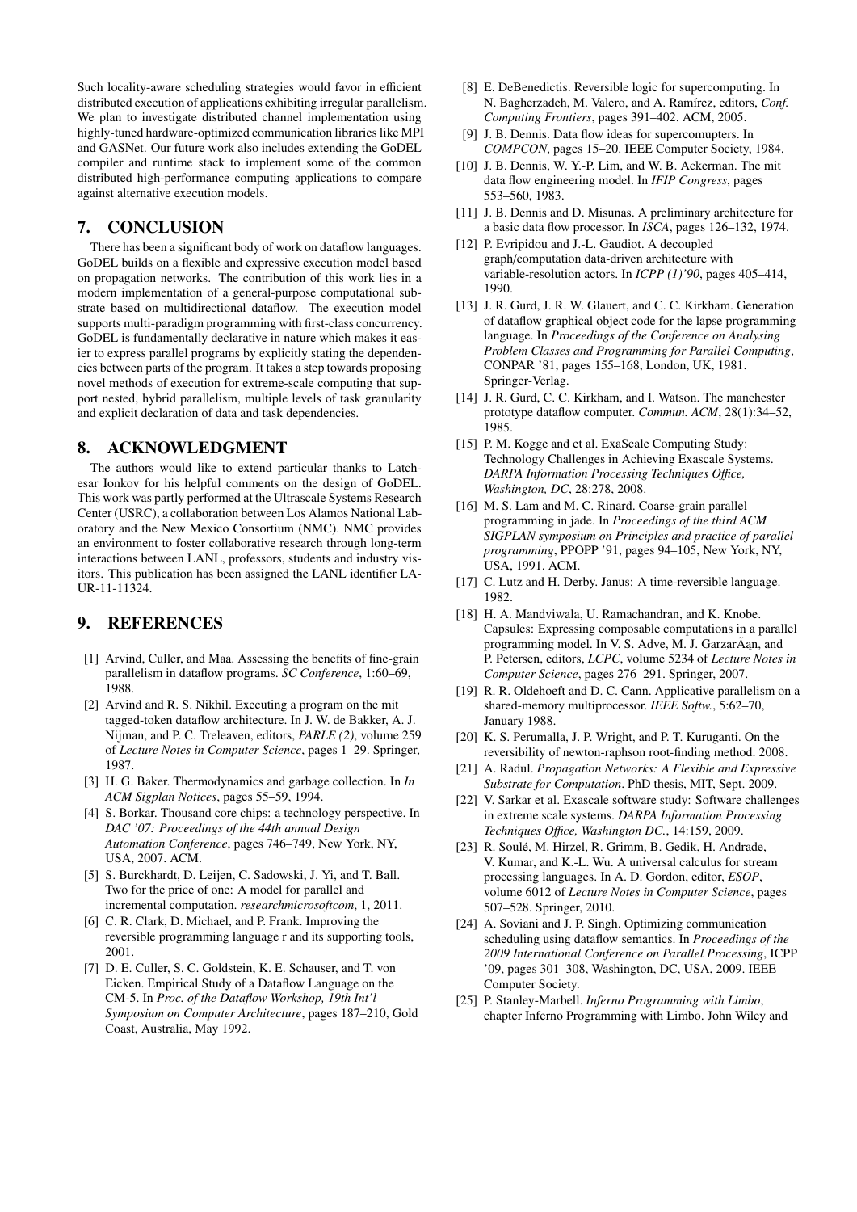Such locality-aware scheduling strategies would favor in efficient distributed execution of applications exhibiting irregular parallelism. We plan to investigate distributed channel implementation using highly-tuned hardware-optimized communication libraries like MPI and GASNet. Our future work also includes extending the GoDEL compiler and runtime stack to implement some of the common distributed high-performance computing applications to compare against alternative execution models.

## 7. CONCLUSION

There has been a significant body of work on dataflow languages. GoDEL builds on a flexible and expressive execution model based on propagation networks. The contribution of this work lies in a modern implementation of a general-purpose computational substrate based on multidirectional dataflow. The execution model supports multi-paradigm programming with first-class concurrency. GoDEL is fundamentally declarative in nature which makes it easier to express parallel programs by explicitly stating the dependencies between parts of the program. It takes a step towards proposing novel methods of execution for extreme-scale computing that support nested, hybrid parallelism, multiple levels of task granularity and explicit declaration of data and task dependencies.

## 8. ACKNOWLEDGMENT

The authors would like to extend particular thanks to Latchesar Ionkov for his helpful comments on the design of GoDEL. This work was partly performed at the Ultrascale Systems Research Center (USRC), a collaboration between Los Alamos National Laboratory and the New Mexico Consortium (NMC). NMC provides an environment to foster collaborative research through long-term interactions between LANL, professors, students and industry visitors. This publication has been assigned the LANL identifier LA-UR-11-11324.

## 9. REFERENCES

[1] Arvind, Culler, and Maa. Assessing the benefits of fine-grain parallelism in dataflow programs. *SC Conference*, 1:60–69, 1988.

[2] Arvind and R. S. Nikhil. Executing a program on the mit tagged-token dataflow architecture. In J. W. de Bakker, A. J. Nijman, and P. C. Treleaven, editors, *PARLE (2)*, volume 259 of *Lecture Notes in Computer Science*, pages 1–29. Springer, 1987.

[3] H. G. Baker. Thermodynamics and garbage collection. In *In ACM Sigplan Notices*, pages 55–59, 1994.

[4] S. Borkar. Thousand core chips: a technology perspective. In *DAC '07: Proceedings of the 44th annual Design Automation Conference*, pages 746–749, New York, NY, USA, 2007. ACM.

[5] S. Burckhardt, D. Leijen, C. Sadowski, J. Yi, and T. Ball. Two for the price of one: A model for parallel and incremental computation. *researchmicrosoftcom*, 1, 2011.

[6] C. R. Clark, D. Michael, and P. Frank. Improving the reversible programming language r and its supporting tools, 2001.

[7] D. E. Culler, S. C. Goldstein, K. E. Schauser, and T. von Eicken. Empirical Study of a Dataflow Language on the CM-5. In *Proc. of the Dataflow Workshop, 19th Int'l Symposium on Computer Architecture*, pages 187–210, Gold Coast, Australia, May 1992.

[8] E. DeBenedictis. Reversible logic for supercomputing. In N. Bagherzadeh, M. Valero, and A. Ramírez, editors, *Conf. Computing Frontiers*, pages 391–402. ACM, 2005.

[9] J. B. Dennis. Data flow ideas for supercomupters. In *COMPCON*, pages 15–20. IEEE Computer Society, 1984.

[10] J. B. Dennis, W. Y.-P. Lim, and W. B. Ackerman. The mit data flow engineering model. In *IFIP Congress*, pages 553–560, 1983.

[11] J. B. Dennis and D. Misunas. A preliminary architecture for a basic data flow processor. In *ISCA*, pages 126–132, 1974.

[12] P. Evripidou and J.-L. Gaudiot. A decoupled graph/computation data-driven architecture with variable-resolution actors. In *ICPP (1)'90*, pages 405–414, 1990.

[13] J. R. Gurd, J. R. W. Glauert, and C. C. Kirkham. Generation of dataflow graphical object code for the lapse programming language. In *Proceedings of the Conference on Analysing Problem Classes and Programming for Parallel Computing*, CONPAR '81, pages 155–168, London, UK, 1981. Springer-Verlag.

[14] J. R. Gurd, C. C. Kirkham, and I. Watson. The manchester prototype dataflow computer. *Commun. ACM*, 28(1):34–52, 1985.

[15] P. M. Kogge and et al. ExaScale Computing Study: Technology Challenges in Achieving Exascale Systems. *DARPA Information Processing Techniques Office, Washington, DC*, 28:278, 2008.

[16] M. S. Lam and M. C. Rinard. Coarse-grain parallel programming in jade. In *Proceedings of the third ACM SIGPLAN symposium on Principles and practice of parallel programming*, PPOPP '91, pages 94–105, New York, NY, USA, 1991. ACM.

[17] C. Lutz and H. Derby. Janus: A time-reversible language. 1982.

[18] H. A. Mandviwala, U. Ramachandran, and K. Knobe. Capsules: Expressing composable computations in a parallel programming model. In V. S. Adve, M. J. GarzarÃąn, and P. Petersen, editors, *LCPC*, volume 5234 of *Lecture Notes in Computer Science*, pages 276–291. Springer, 2007.

[19] R. R. Oldehoeft and D. C. Cann. Applicative parallelism on a shared-memory multiprocessor. *IEEE Softw.*, 5:62–70, January 1988.

[20] K. S. Perumalla, J. P. Wright, and P. T. Kuruganti. On the reversibility of newton-raphson root-finding method. 2008.

[21] A. Radul. *Propagation Networks: A Flexible and Expressive Substrate for Computation*. PhD thesis, MIT, Sept. 2009.

[22] V. Sarkar et al. Exascale software study: Software challenges in extreme scale systems. *DARPA Information Processing Techniques Office, Washington DC.*, 14:159, 2009.

[23] R. Soulé, M. Hirzel, R. Grimm, B. Gedik, H. Andrade, V. Kumar, and K.-L. Wu. A universal calculus for stream processing languages. In A. D. Gordon, editor, *ESOP*, volume 6012 of *Lecture Notes in Computer Science*, pages 507–528. Springer, 2010.

[24] A. Soviani and J. P. Singh. Optimizing communication scheduling using dataflow semantics. In *Proceedings of the 2009 International Conference on Parallel Processing*, ICPP '09, pages 301–308, Washington, DC, USA, 2009. IEEE Computer Society.

[25] P. Stanley-Marbell. *Inferno Programming with Limbo*, chapter Inferno Programming with Limbo. John Wiley and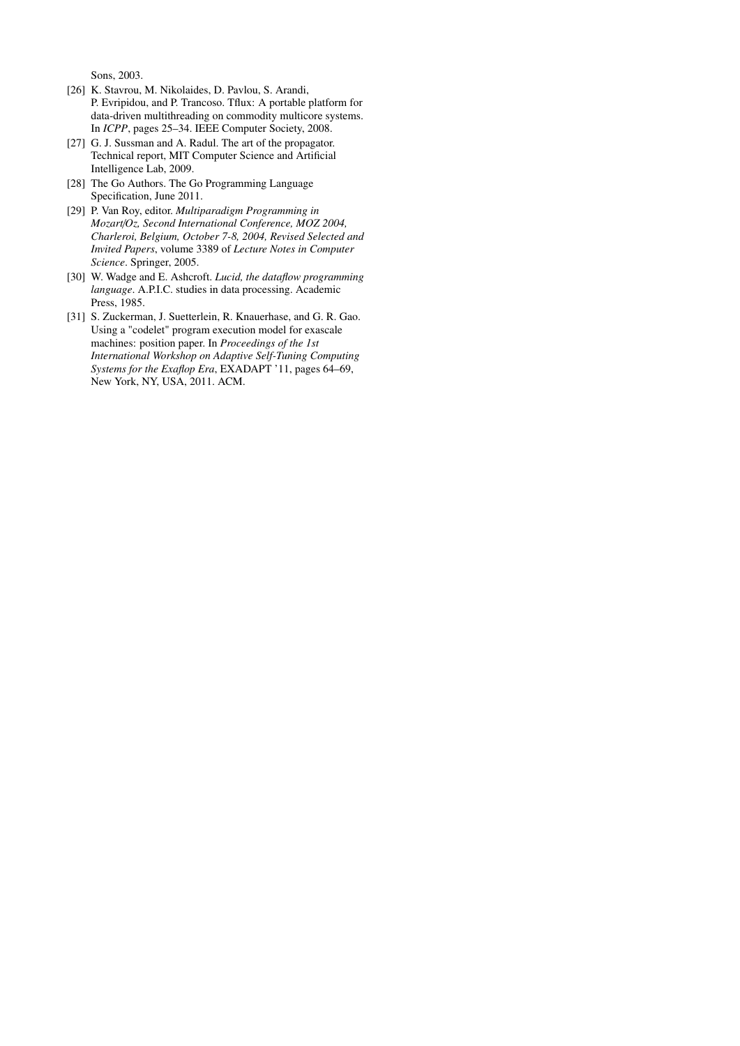Sons, 2003.

[26] K. Stavrou, M. Nikolaides, D. Pavlou, S. Arandi, P. Evripidou, and P. Trancoso. Tflux: A portable platform for data-driven multithreading on commodity multicore systems. In *ICPP*, pages 25–34. IEEE Computer Society, 2008.

[27] G. J. Sussman and A. Radul. The art of the propagator. Technical report, MIT Computer Science and Artificial Intelligence Lab, 2009.

[28] The Go Authors. The Go Programming Language Specification, June 2011.

[29] P. Van Roy, editor. *Multiparadigm Programming in Mozart/Oz, Second International Conference, MOZ 2004, Charleroi, Belgium, October 7-8, 2004, Revised Selected and Invited Papers*, volume 3389 of *Lecture Notes in Computer Science*. Springer, 2005.

[30] W. Wadge and E. Ashcroft. *Lucid, the dataflow programming language*. A.P.I.C. studies in data processing. Academic Press, 1985.

[31] S. Zuckerman, J. Suetterlein, R. Knauerhase, and G. R. Gao. Using a "codelet" program execution model for exascale machines: position paper. In *Proceedings of the 1st International Workshop on Adaptive Self-Tuning Computing Systems for the Exaflop Era*, EXADAPT '11, pages 64–69, New York, NY, USA, 2011. ACM.